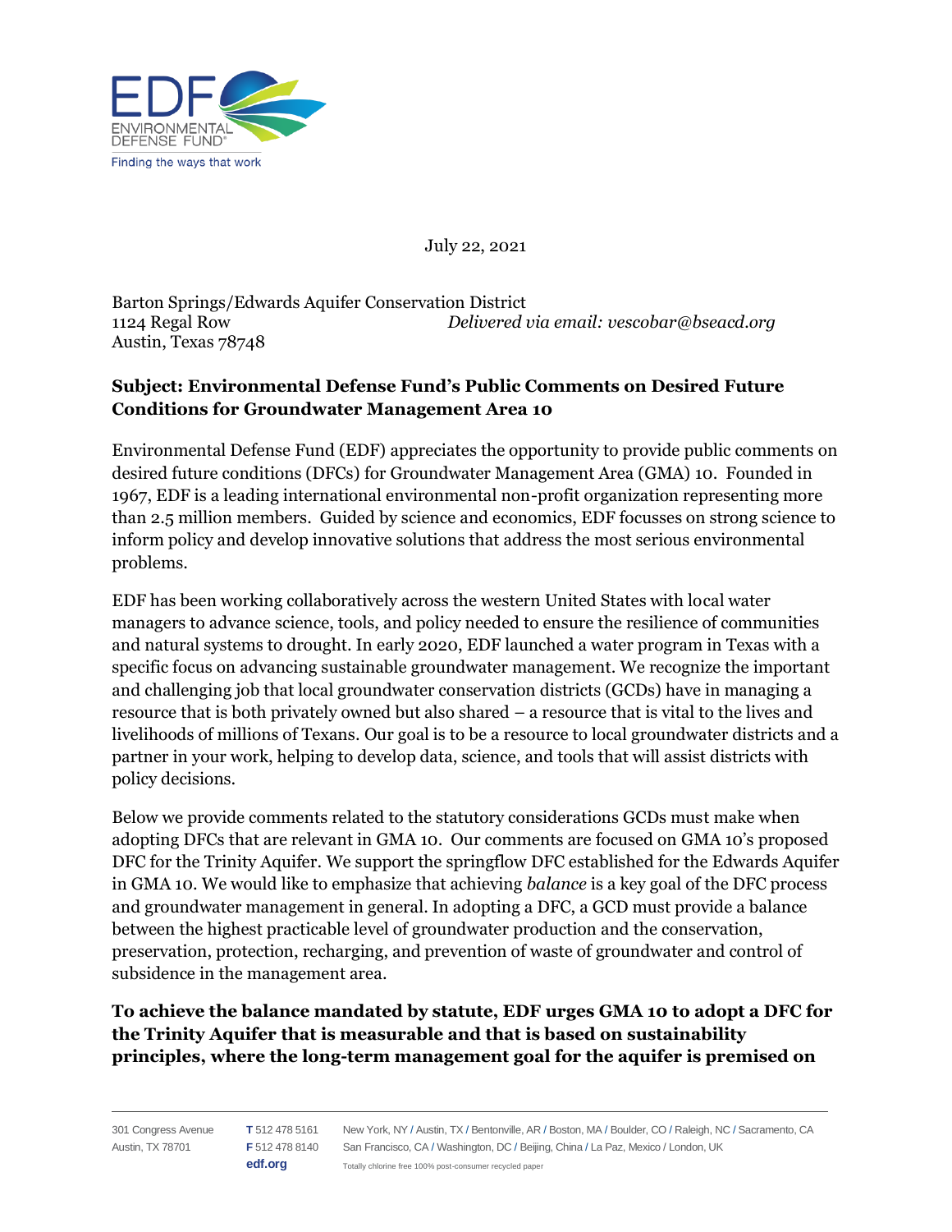July 22, 2021

Barton Springs/Edwards Aquifer Conservation District
1124 Regal Row
Austin, Texas 78748

*Delivered via email: vescobar@bseacd.org*

**Subject: Environmental Defense Fund's Public Comments on Desired Future Conditions for Groundwater Management Area 10**

Environmental Defense Fund (EDF) appreciates the opportunity to provide public comments on desired future conditions (DFCs) for Groundwater Management Area (GMA) 10. Founded in 1967, EDF is a leading international environmental non-profit organization representing more than 2.5 million members. Guided by science and economics, EDF focusses on strong science to inform policy and develop innovative solutions that address the most serious environmental problems.

EDF has been working collaboratively across the western United States with local water managers to advance science, tools, and policy needed to ensure the resilience of communities and natural systems to drought. In early 2020, EDF launched a water program in Texas with a specific focus on advancing sustainable groundwater management. We recognize the important and challenging job that local groundwater conservation districts (GCDs) have in managing a resource that is both privately owned but also shared – a resource that is vital to the lives and livelihoods of millions of Texans. Our goal is to be a resource to local groundwater districts and a partner in your work, helping to develop data, science, and tools that will assist districts with policy decisions.

Below we provide comments related to the statutory considerations GCDs must make when adopting DFCs that are relevant in GMA 10. Our comments are focused on GMA 10's proposed DFC for the Trinity Aquifer. We support the springflow DFC established for the Edwards Aquifer in GMA 10. We would like to emphasize that achieving *balance* is a key goal of the DFC process and groundwater management in general. In adopting a DFC, a GCD must provide a balance between the highest practicable level of groundwater production and the conservation, preservation, protection, recharging, and prevention of waste of groundwater and control of subsidence in the management area.

**To achieve the balance mandated by statute, EDF urges GMA 10 to adopt a DFC for the Trinity Aquifer that is measurable and that is based on sustainability principles, where the long-term management goal for the aquifer is premised on**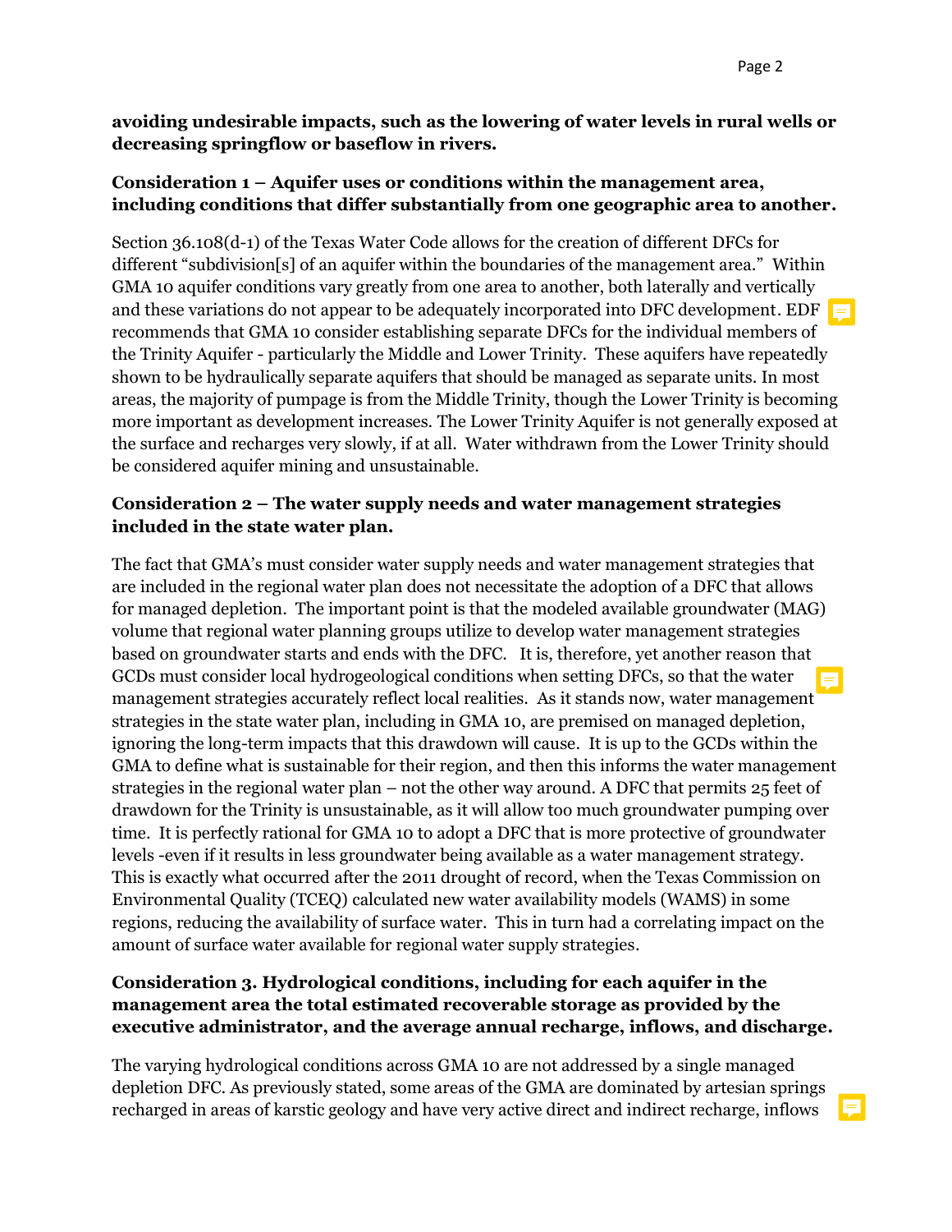**avoiding undesirable impacts, such as the lowering of water levels in rural wells or decreasing springflow or baseflow in rivers.**

**Consideration 1 – Aquifer uses or conditions within the management area, including conditions that differ substantially from one geographic area to another.**

Section 36.108(d-1) of the Texas Water Code allows for the creation of different DFCs for different "subdivision[s] of an aquifer within the boundaries of the management area." Within GMA 10 aquifer conditions vary greatly from one area to another, both laterally and vertically and these variations do not appear to be adequately incorporated into DFC development. EDF recommends that GMA 10 consider establishing separate DFCs for the individual members of the Trinity Aquifer - particularly the Middle and Lower Trinity. These aquifers have repeatedly shown to be hydraulically separate aquifers that should be managed as separate units. In most areas, the majority of pumpage is from the Middle Trinity, though the Lower Trinity is becoming more important as development increases. The Lower Trinity Aquifer is not generally exposed at the surface and recharges very slowly, if at all. Water withdrawn from the Lower Trinity should be considered aquifer mining and unsustainable.

**Consideration 2 – The water supply needs and water management strategies included in the state water plan.**

The fact that GMA's must consider water supply needs and water management strategies that are included in the regional water plan does not necessitate the adoption of a DFC that allows for managed depletion. The important point is that the modeled available groundwater (MAG) volume that regional water planning groups utilize to develop water management strategies based on groundwater starts and ends with the DFC. It is, therefore, yet another reason that GCDs must consider local hydrogeological conditions when setting DFCs, so that the water management strategies accurately reflect local realities. As it stands now, water management strategies in the state water plan, including in GMA 10, are premised on managed depletion, ignoring the long-term impacts that this drawdown will cause. It is up to the GCDs within the GMA to define what is sustainable for their region, and then this informs the water management strategies in the regional water plan – not the other way around. A DFC that permits 25 feet of drawdown for the Trinity is unsustainable, as it will allow too much groundwater pumping over time. It is perfectly rational for GMA 10 to adopt a DFC that is more protective of groundwater levels -even if it results in less groundwater being available as a water management strategy. This is exactly what occurred after the 2011 drought of record, when the Texas Commission on Environmental Quality (TCEQ) calculated new water availability models (WAMS) in some regions, reducing the availability of surface water. This in turn had a correlating impact on the amount of surface water available for regional water supply strategies.

**Consideration 3. Hydrological conditions, including for each aquifer in the management area the total estimated recoverable storage as provided by the executive administrator, and the average annual recharge, inflows, and discharge.**

The varying hydrological conditions across GMA 10 are not addressed by a single managed depletion DFC. As previously stated, some areas of the GMA are dominated by artesian springs recharged in areas of karstic geology and have very active direct and indirect recharge, inflows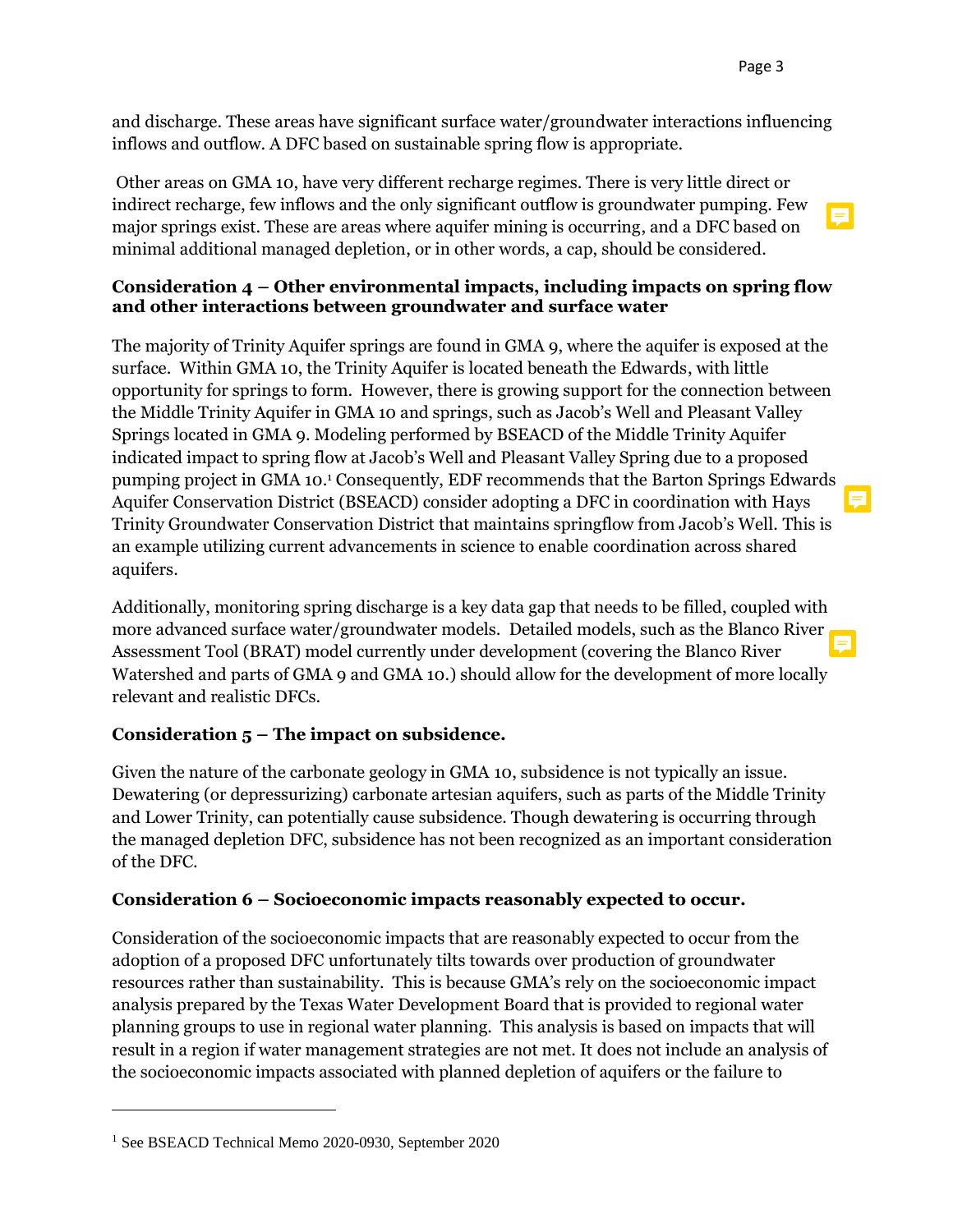and discharge. These areas have significant surface water/groundwater interactions influencing inflows and outflow. A DFC based on sustainable spring flow is appropriate.

Other areas on GMA 10, have very different recharge regimes. There is very little direct or indirect recharge, few inflows and the only significant outflow is groundwater pumping. Few major springs exist. These are areas where aquifer mining is occurring, and a DFC based on minimal additional managed depletion, or in other words, a cap, should be considered.

### Consideration 4 – Other environmental impacts, including impacts on spring flow and other interactions between groundwater and surface water

The majority of Trinity Aquifer springs are found in GMA 9, where the aquifer is exposed at the surface. Within GMA 10, the Trinity Aquifer is located beneath the Edwards, with little opportunity for springs to form. However, there is growing support for the connection between the Middle Trinity Aquifer in GMA 10 and springs, such as Jacob's Well and Pleasant Valley Springs located in GMA 9. Modeling performed by BSEACD of the Middle Trinity Aquifer indicated impact to spring flow at Jacob's Well and Pleasant Valley Spring due to a proposed pumping project in GMA 10.[1] Consequently, EDF recommends that the Barton Springs Edwards Aquifer Conservation District (BSEACD) consider adopting a DFC in coordination with Hays Trinity Groundwater Conservation District that maintains springflow from Jacob's Well. This is an example utilizing current advancements in science to enable coordination across shared aquifers.

Additionally, monitoring spring discharge is a key data gap that needs to be filled, coupled with more advanced surface water/groundwater models. Detailed models, such as the Blanco River Assessment Tool (BRAT) model currently under development (covering the Blanco River Watershed and parts of GMA 9 and GMA 10.) should allow for the development of more locally relevant and realistic DFCs.

### Consideration 5 – The impact on subsidence.

Given the nature of the carbonate geology in GMA 10, subsidence is not typically an issue. Dewatering (or depressurizing) carbonate artesian aquifers, such as parts of the Middle Trinity and Lower Trinity, can potentially cause subsidence. Though dewatering is occurring through the managed depletion DFC, subsidence has not been recognized as an important consideration of the DFC.

### Consideration 6 – Socioeconomic impacts reasonably expected to occur.

Consideration of the socioeconomic impacts that are reasonably expected to occur from the adoption of a proposed DFC unfortunately tilts towards over production of groundwater resources rather than sustainability. This is because GMA's rely on the socioeconomic impact analysis prepared by the Texas Water Development Board that is provided to regional water planning groups to use in regional water planning. This analysis is based on impacts that will result in a region if water management strategies are not met. It does not include an analysis of the socioeconomic impacts associated with planned depletion of aquifers or the failure to

---

[1] See BSEACD Technical Memo 2020-0930, September 2020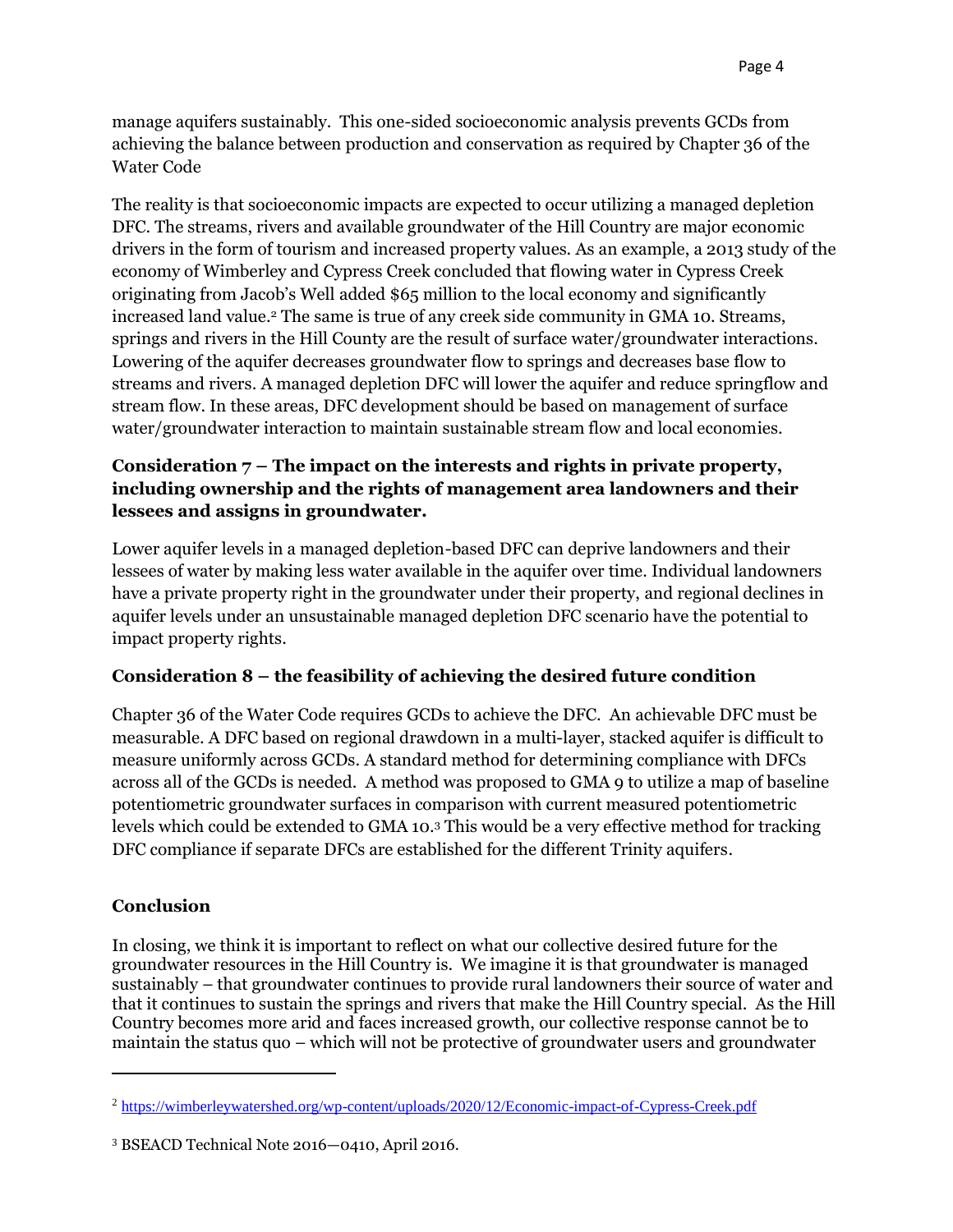manage aquifers sustainably. This one-sided socioeconomic analysis prevents GCDs from achieving the balance between production and conservation as required by Chapter 36 of the Water Code

The reality is that socioeconomic impacts are expected to occur utilizing a managed depletion DFC. The streams, rivers and available groundwater of the Hill Country are major economic drivers in the form of tourism and increased property values. As an example, a 2013 study of the economy of Wimberley and Cypress Creek concluded that flowing water in Cypress Creek originating from Jacob's Well added $65 million to the local economy and significantly increased land value.[2] The same is true of any creek side community in GMA 10. Streams, springs and rivers in the Hill County are the result of surface water/groundwater interactions. Lowering of the aquifer decreases groundwater flow to springs and decreases base flow to streams and rivers. A managed depletion DFC will lower the aquifer and reduce springflow and stream flow. In these areas, DFC development should be based on management of surface water/groundwater interaction to maintain sustainable stream flow and local economies.

### Consideration 7 – The impact on the interests and rights in private property, including ownership and the rights of management area landowners and their lessees and assigns in groundwater.

Lower aquifer levels in a managed depletion-based DFC can deprive landowners and their lessees of water by making less water available in the aquifer over time. Individual landowners have a private property right in the groundwater under their property, and regional declines in aquifer levels under an unsustainable managed depletion DFC scenario have the potential to impact property rights.

### Consideration 8 – the feasibility of achieving the desired future condition

Chapter 36 of the Water Code requires GCDs to achieve the DFC. An achievable DFC must be measurable. A DFC based on regional drawdown in a multi-layer, stacked aquifer is difficult to measure uniformly across GCDs. A standard method for determining compliance with DFCs across all of the GCDs is needed. A method was proposed to GMA 9 to utilize a map of baseline potentiometric groundwater surfaces in comparison with current measured potentiometric levels which could be extended to GMA 10.[3] This would be a very effective method for tracking DFC compliance if separate DFCs are established for the different Trinity aquifers.

### Conclusion

In closing, we think it is important to reflect on what our collective desired future for the groundwater resources in the Hill Country is. We imagine it is that groundwater is managed sustainably – that groundwater continues to provide rural landowners their source of water and that it continues to sustain the springs and rivers that make the Hill Country special. As the Hill Country becomes more arid and faces increased growth, our collective response cannot be to maintain the status quo – which will not be protective of groundwater users and groundwater

---

[2] https://wimberleywatershed.org/wp-content/uploads/2020/12/Economic-impact-of-Cypress-Creek.pdf

[3] BSEACD Technical Note 2016—0410, April 2016.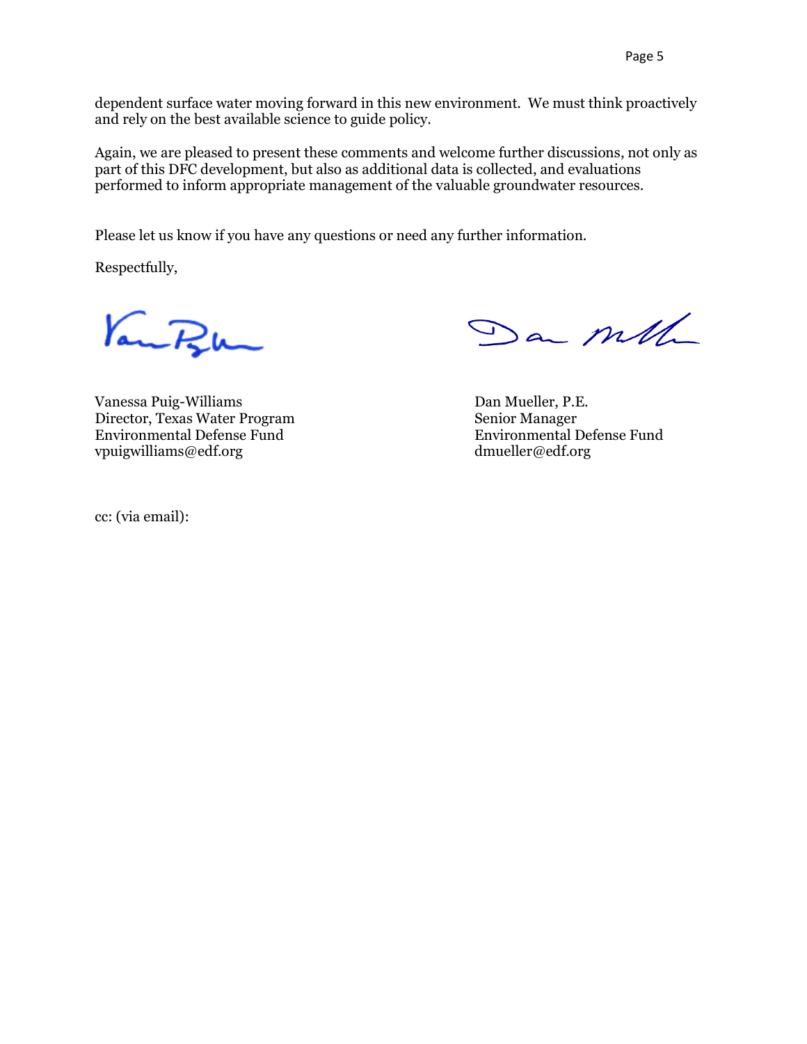dependent surface water moving forward in this new environment. We must think proactively and rely on the best available science to guide policy.

Again, we are pleased to present these comments and welcome further discussions, not only as part of this DFC development, but also as additional data is collected, and evaluations performed to inform appropriate management of the valuable groundwater resources.

Please let us know if you have any questions or need any further information.

Respectfully,

Vanessa Puig-Williams
Director, Texas Water Program
Environmental Defense Fund
vpuigwilliams@edf.org

Dan Mueller, P.E.
Senior Manager
Environmental Defense Fund
dmueller@edf.org

cc: (via email):